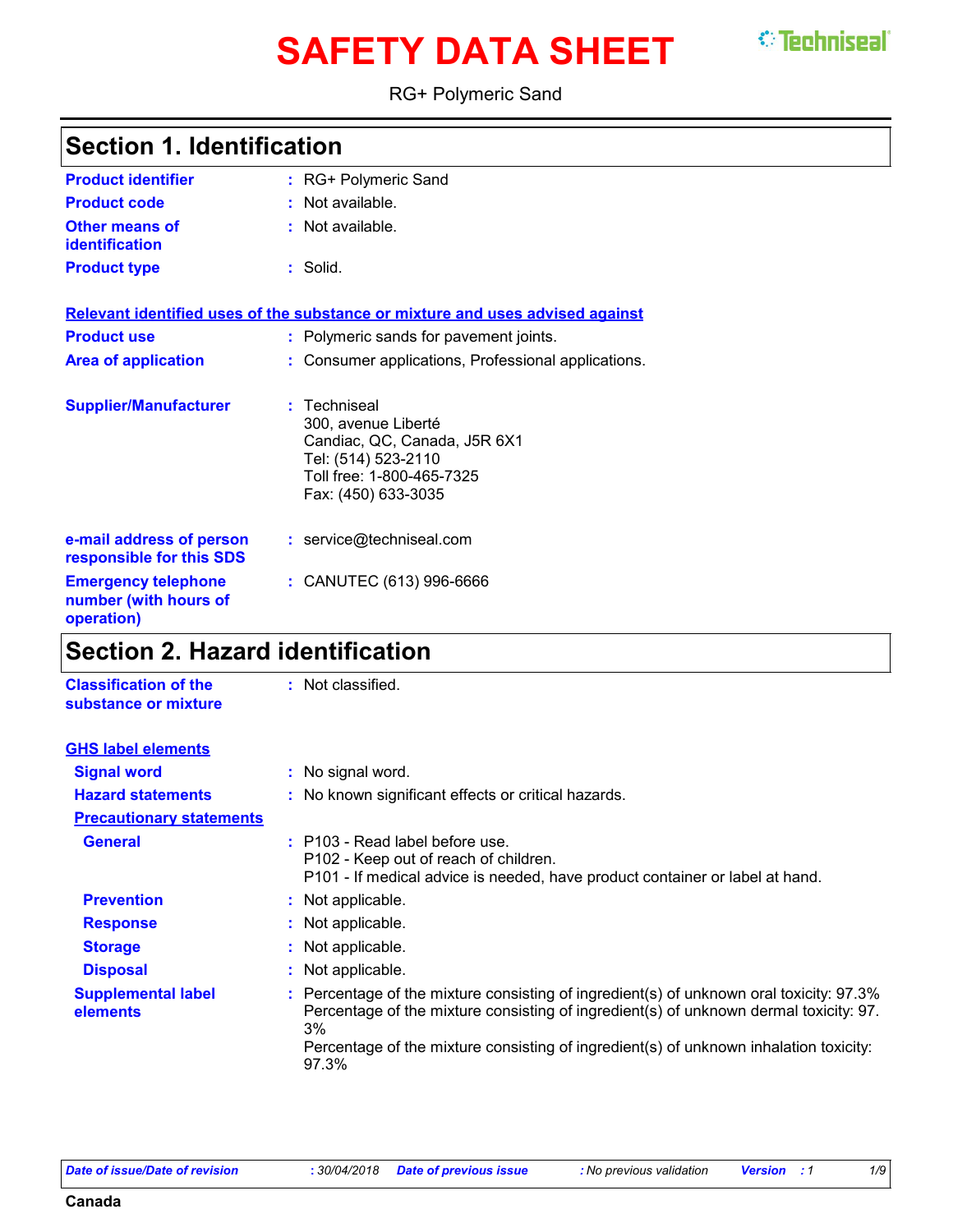# SAFETY DATA SHEET

RG+ Polymeric Sand

## Section 1. Identification

**Product identifier** : RG+ Polymeric Sand

**Product code** : Not available.

**Other means of identification** : Not available.

**Product type** : Solid.

### Relevant identified uses of the substance or mixture and uses advised against

**Product use** : Polymeric sands for pavement joints.

**Area of application** : Consumer applications, Professional applications.

**Supplier/Manufacturer** : Techniseal
300, avenue Liberté
Candiac, QC, Canada, J5R 6X1
Tel: (514) 523-2110
Toll free: 1-800-465-7325
Fax: (450) 633-3035

**e-mail address of person responsible for this SDS** : service@techniseal.com

**Emergency telephone number (with hours of operation)** : CANUTEC (613) 996-6666

## Section 2. Hazard identification

**Classification of the substance or mixture** : Not classified.

### GHS label elements

**Signal word** : No signal word.

**Hazard statements** : No known significant effects or critical hazards.

#### Precautionary statements

**General** : P103 - Read label before use.
P102 - Keep out of reach of children.
P101 - If medical advice is needed, have product container or label at hand.

**Prevention** : Not applicable.

**Response** : Not applicable.

**Storage** : Not applicable.

**Disposal** : Not applicable.

**Supplemental label elements** : Percentage of the mixture consisting of ingredient(s) of unknown oral toxicity: 97.3%
Percentage of the mixture consisting of ingredient(s) of unknown dermal toxicity: 97.3%
Percentage of the mixture consisting of ingredient(s) of unknown inhalation toxicity: 97.3%

*Date of issue/Date of revision* : 30/04/2018 *Date of previous issue* : No previous validation *Version* : 1

Canada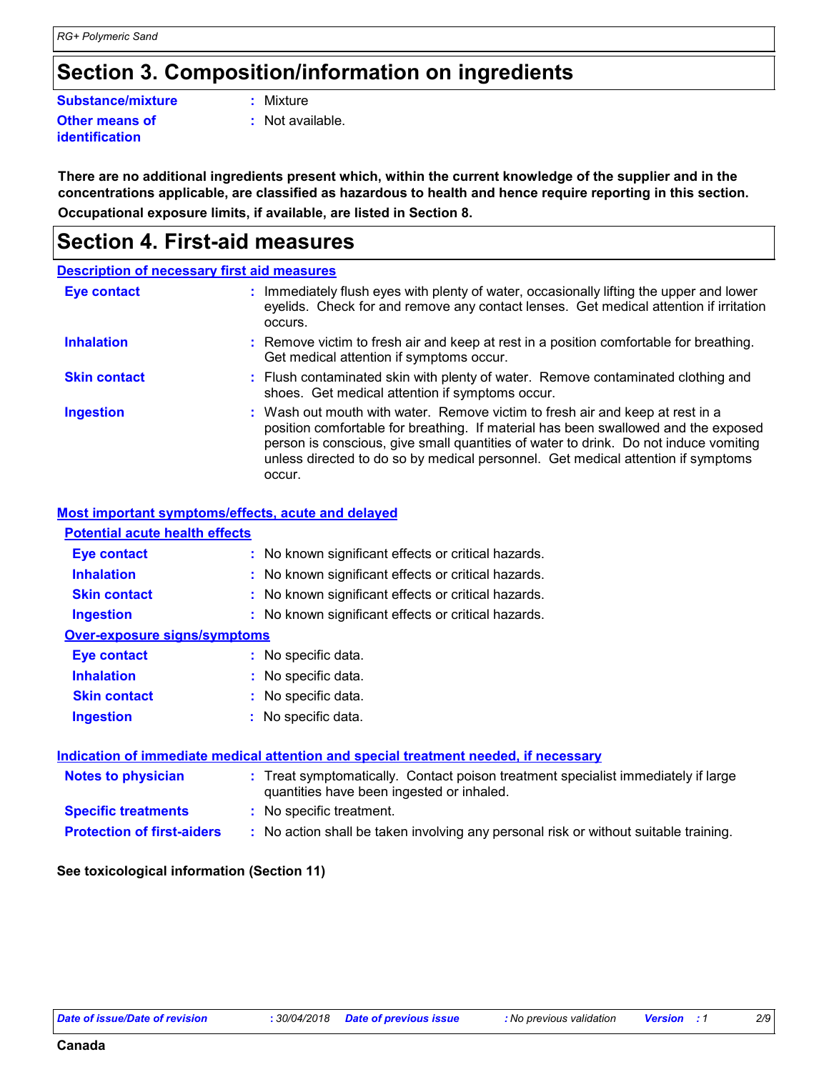# Section 3. Composition/information on ingredients

**Substance/mixture** : Mixture

**Other means of identification** : Not available.

**There are no additional ingredients present which, within the current knowledge of the supplier and in the concentrations applicable, are classified as hazardous to health and hence require reporting in this section.**

**Occupational exposure limits, if available, are listed in Section 8.**

# Section 4. First-aid measures

## Description of necessary first aid measures

**Eye contact** : Immediately flush eyes with plenty of water, occasionally lifting the upper and lower eyelids. Check for and remove any contact lenses. Get medical attention if irritation occurs.

**Inhalation** : Remove victim to fresh air and keep at rest in a position comfortable for breathing. Get medical attention if symptoms occur.

**Skin contact** : Flush contaminated skin with plenty of water. Remove contaminated clothing and shoes. Get medical attention if symptoms occur.

**Ingestion** : Wash out mouth with water. Remove victim to fresh air and keep at rest in a position comfortable for breathing. If material has been swallowed and the exposed person is conscious, give small quantities of water to drink. Do not induce vomiting unless directed to do so by medical personnel. Get medical attention if symptoms occur.

## Most important symptoms/effects, acute and delayed

### Potential acute health effects

**Eye contact** : No known significant effects or critical hazards.

**Inhalation** : No known significant effects or critical hazards.

**Skin contact** : No known significant effects or critical hazards.

**Ingestion** : No known significant effects or critical hazards.

### Over-exposure signs/symptoms

**Eye contact** : No specific data.

**Inhalation** : No specific data.

**Skin contact** : No specific data.

**Ingestion** : No specific data.

## Indication of immediate medical attention and special treatment needed, if necessary

**Notes to physician** : Treat symptomatically. Contact poison treatment specialist immediately if large quantities have been ingested or inhaled.

**Specific treatments** : No specific treatment.

**Protection of first-aiders** : No action shall be taken involving any personal risk or without suitable training.

**See toxicological information (Section 11)**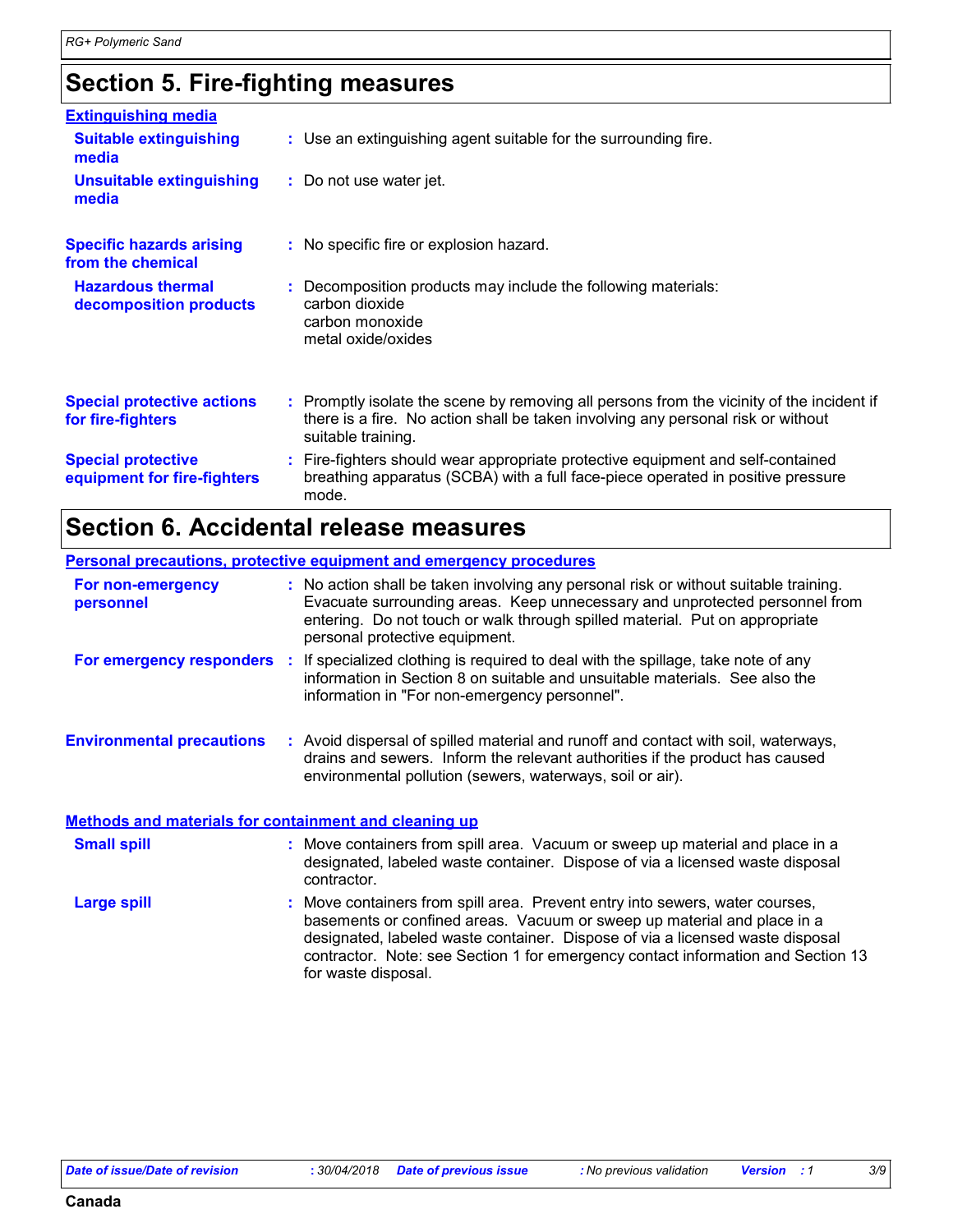## Section 5. Fire-fighting measures

### Extinguishing media

**Suitable extinguishing media** : Use an extinguishing agent suitable for the surrounding fire.

**Unsuitable extinguishing media** : Do not use water jet.

**Specific hazards arising from the chemical** : No specific fire or explosion hazard.

**Hazardous thermal decomposition products** : Decomposition products may include the following materials:
carbon dioxide
carbon monoxide
metal oxide/oxides

**Special protective actions for fire-fighters** : Promptly isolate the scene by removing all persons from the vicinity of the incident if there is a fire. No action shall be taken involving any personal risk or without suitable training.

**Special protective equipment for fire-fighters** : Fire-fighters should wear appropriate protective equipment and self-contained breathing apparatus (SCBA) with a full face-piece operated in positive pressure mode.

## Section 6. Accidental release measures

### Personal precautions, protective equipment and emergency procedures

**For non-emergency personnel** : No action shall be taken involving any personal risk or without suitable training. Evacuate surrounding areas. Keep unnecessary and unprotected personnel from entering. Do not touch or walk through spilled material. Put on appropriate personal protective equipment.

**For emergency responders** : If specialized clothing is required to deal with the spillage, take note of any information in Section 8 on suitable and unsuitable materials. See also the information in "For non-emergency personnel".

**Environmental precautions** : Avoid dispersal of spilled material and runoff and contact with soil, waterways, drains and sewers. Inform the relevant authorities if the product has caused environmental pollution (sewers, waterways, soil or air).

### Methods and materials for containment and cleaning up

**Small spill** : Move containers from spill area. Vacuum or sweep up material and place in a designated, labeled waste container. Dispose of via a licensed waste disposal contractor.

**Large spill** : Move containers from spill area. Prevent entry into sewers, water courses, basements or confined areas. Vacuum or sweep up material and place in a designated, labeled waste container. Dispose of via a licensed waste disposal contractor. Note: see Section 1 for emergency contact information and Section 13 for waste disposal.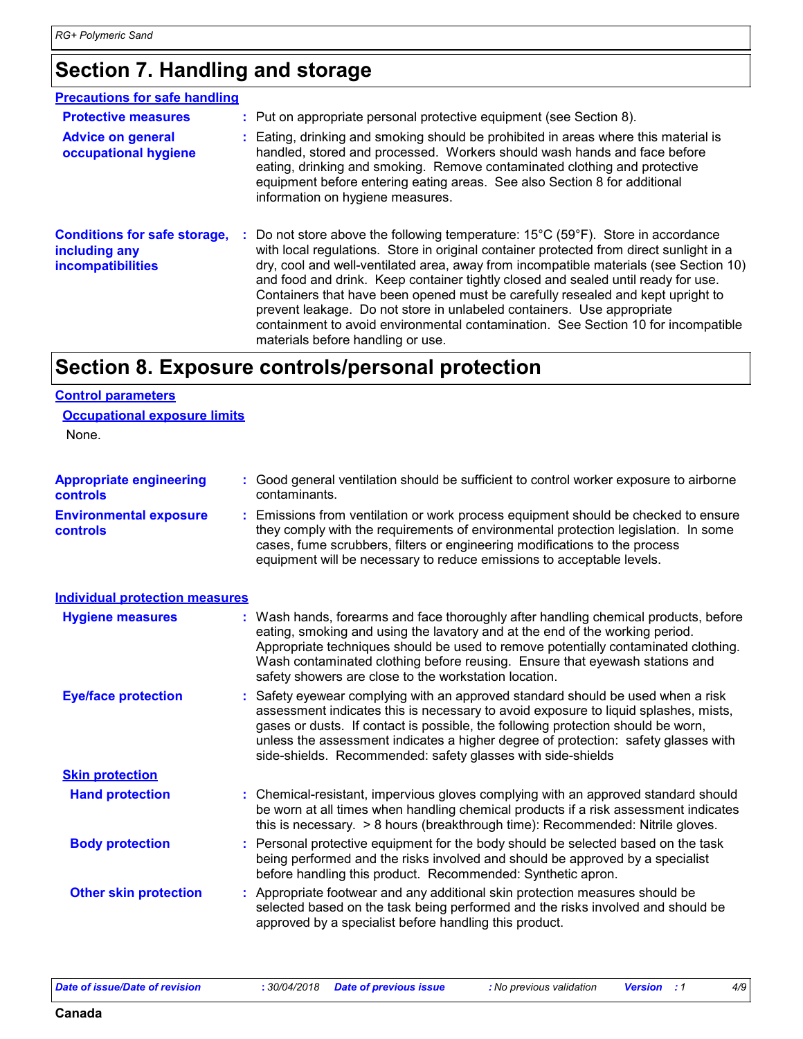## Section 7. Handling and storage

### Precautions for safe handling

**Protective measures** : Put on appropriate personal protective equipment (see Section 8).

**Advice on general occupational hygiene** : Eating, drinking and smoking should be prohibited in areas where this material is handled, stored and processed. Workers should wash hands and face before eating, drinking and smoking. Remove contaminated clothing and protective equipment before entering eating areas. See also Section 8 for additional information on hygiene measures.

**Conditions for safe storage, including any incompatibilities** : Do not store above the following temperature: 15°C (59°F). Store in accordance with local regulations. Store in original container protected from direct sunlight in a dry, cool and well-ventilated area, away from incompatible materials (see Section 10) and food and drink. Keep container tightly closed and sealed until ready for use. Containers that have been opened must be carefully resealed and kept upright to prevent leakage. Do not store in unlabeled containers. Use appropriate containment to avoid environmental contamination. See Section 10 for incompatible materials before handling or use.

## Section 8. Exposure controls/personal protection

### Control parameters

#### Occupational exposure limits

None.

**Appropriate engineering controls** : Good general ventilation should be sufficient to control worker exposure to airborne contaminants.

**Environmental exposure controls** : Emissions from ventilation or work process equipment should be checked to ensure they comply with the requirements of environmental protection legislation. In some cases, fume scrubbers, filters or engineering modifications to the process equipment will be necessary to reduce emissions to acceptable levels.

### Individual protection measures

**Hygiene measures** : Wash hands, forearms and face thoroughly after handling chemical products, before eating, smoking and using the lavatory and at the end of the working period. Appropriate techniques should be used to remove potentially contaminated clothing. Wash contaminated clothing before reusing. Ensure that eyewash stations and safety showers are close to the workstation location.

**Eye/face protection** : Safety eyewear complying with an approved standard should be used when a risk assessment indicates this is necessary to avoid exposure to liquid splashes, mists, gases or dusts. If contact is possible, the following protection should be worn, unless the assessment indicates a higher degree of protection: safety glasses with side-shields. Recommended: safety glasses with side-shields

#### Skin protection

**Hand protection** : Chemical-resistant, impervious gloves complying with an approved standard should be worn at all times when handling chemical products if a risk assessment indicates this is necessary. > 8 hours (breakthrough time): Recommended: Nitrile gloves.

**Body protection** : Personal protective equipment for the body should be selected based on the task being performed and the risks involved and should be approved by a specialist before handling this product. Recommended: Synthetic apron.

**Other skin protection** : Appropriate footwear and any additional skin protection measures should be selected based on the task being performed and the risks involved and should be approved by a specialist before handling this product.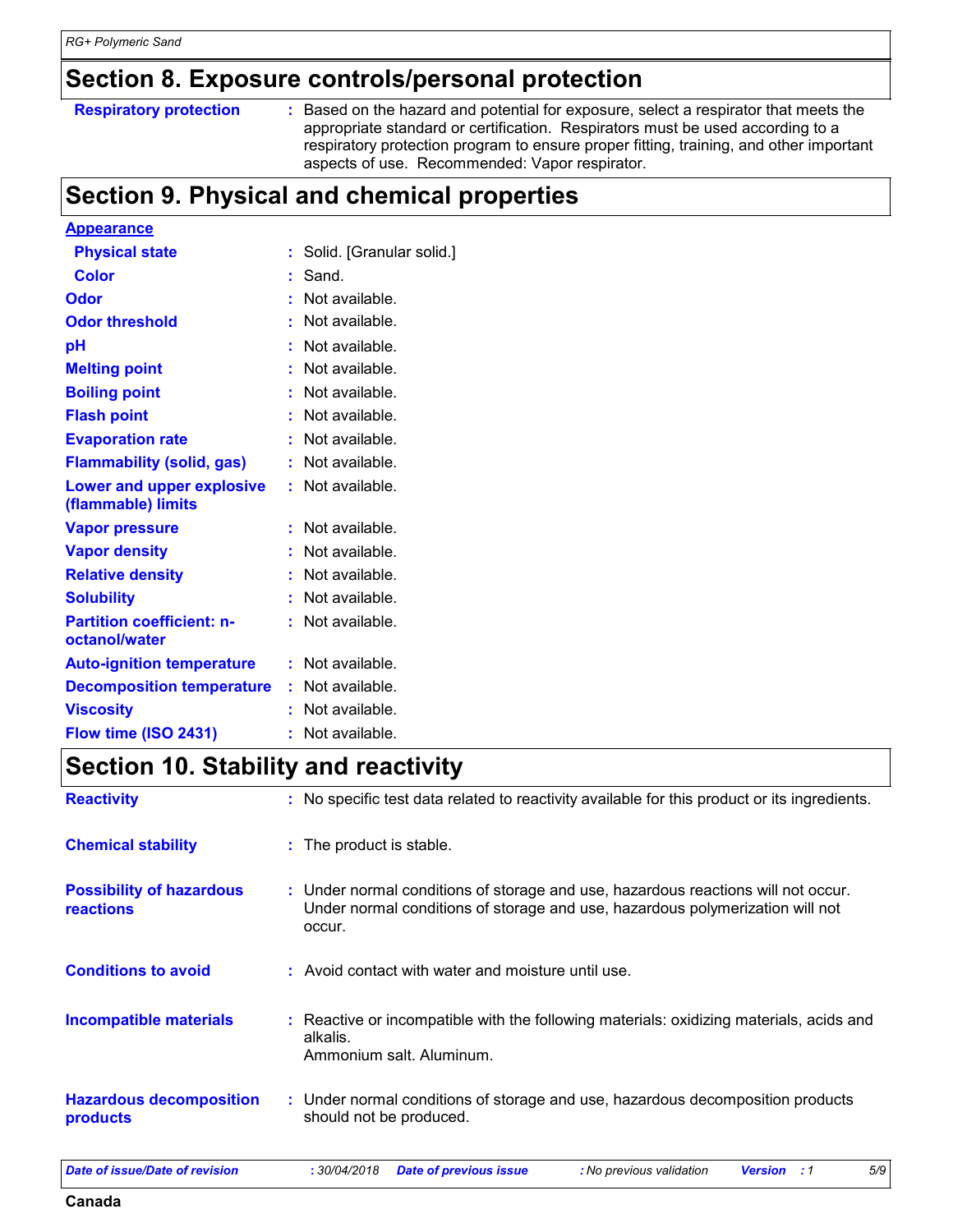## Section 8. Exposure controls/personal protection

| | |
|---|---|
| **Respiratory protection** | Based on the hazard and potential for exposure, select a respirator that meets the appropriate standard or certification. Respirators must be used according to a respiratory protection program to ensure proper fitting, training, and other important aspects of use. Recommended: Vapor respirator. |

## Section 9. Physical and chemical properties

| | |
|---|---|
| **Appearance** | |
| **Physical state** | Solid. [Granular solid.] |
| **Color** | Sand. |
| **Odor** | Not available. |
| **Odor threshold** | Not available. |
| **pH** | Not available. |
| **Melting point** | Not available. |
| **Boiling point** | Not available. |
| **Flash point** | Not available. |
| **Evaporation rate** | Not available. |
| **Flammability (solid, gas)** | Not available. |
| **Lower and upper explosive (flammable) limits** | Not available. |
| **Vapor pressure** | Not available. |
| **Vapor density** | Not available. |
| **Relative density** | Not available. |
| **Solubility** | Not available. |
| **Partition coefficient: n-octanol/water** | Not available. |
| **Auto-ignition temperature** | Not available. |
| **Decomposition temperature** | Not available. |
| **Viscosity** | Not available. |
| **Flow time (ISO 2431)** | Not available. |

## Section 10. Stability and reactivity

| | |
|---|---|
| **Reactivity** | No specific test data related to reactivity available for this product or its ingredients. |
| **Chemical stability** | The product is stable. |
| **Possibility of hazardous reactions** | Under normal conditions of storage and use, hazardous reactions will not occur. Under normal conditions of storage and use, hazardous polymerization will not occur. |
| **Conditions to avoid** | Avoid contact with water and moisture until use. |
| **Incompatible materials** | Reactive or incompatible with the following materials: oxidizing materials, acids and alkalis. Ammonium salt. Aluminum. |
| **Hazardous decomposition products** | Under normal conditions of storage and use, hazardous decomposition products should not be produced. |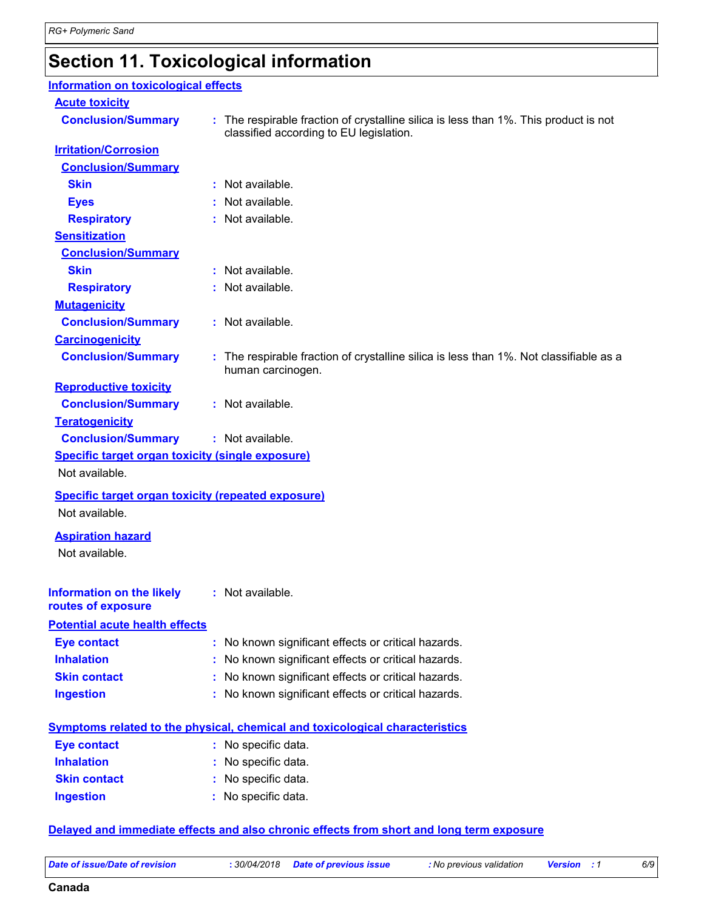# Section 11. Toxicological information

## Information on toxicological effects

### Acute toxicity

**Conclusion/Summary** : The respirable fraction of crystalline silica is less than 1%. This product is not classified according to EU legislation.

### Irritation/Corrosion

**Conclusion/Summary**

**Skin** : Not available.

**Eyes** : Not available.

**Respiratory** : Not available.

### Sensitization

**Conclusion/Summary**

**Skin** : Not available.

**Respiratory** : Not available.

### Mutagenicity

**Conclusion/Summary** : Not available.

### Carcinogenicity

**Conclusion/Summary** : The respirable fraction of crystalline silica is less than 1%. Not classifiable as a human carcinogen.

### Reproductive toxicity

**Conclusion/Summary** : Not available.

### Teratogenicity

**Conclusion/Summary** : Not available.

### Specific target organ toxicity (single exposure)

Not available.

### Specific target organ toxicity (repeated exposure)

Not available.

### Aspiration hazard

Not available.

**Information on the likely routes of exposure** : Not available.

## Potential acute health effects

**Eye contact** : No known significant effects or critical hazards.

**Inhalation** : No known significant effects or critical hazards.

**Skin contact** : No known significant effects or critical hazards.

**Ingestion** : No known significant effects or critical hazards.

## Symptoms related to the physical, chemical and toxicological characteristics

**Eye contact** : No specific data.

**Inhalation** : No specific data.

**Skin contact** : No specific data.

**Ingestion** : No specific data.

## Delayed and immediate effects and also chronic effects from short and long term exposure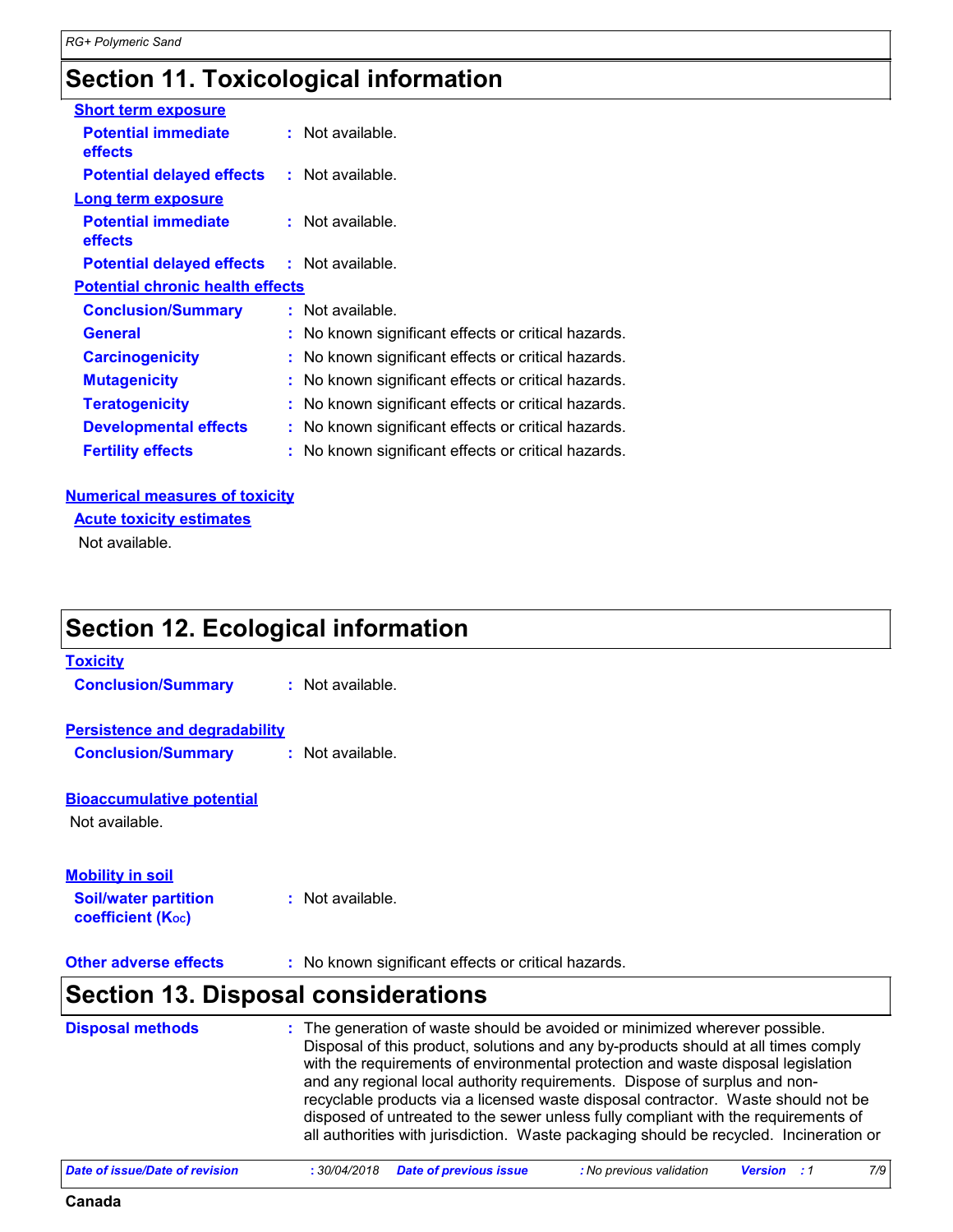## Section 11. Toxicological information

**Short term exposure**

| | |
|---|---|
| **Potential immediate effects** | : Not available. |
| **Potential delayed effects** | : Not available. |

**Long term exposure**

| | |
|---|---|
| **Potential immediate effects** | : Not available. |
| **Potential delayed effects** | : Not available. |

**Potential chronic health effects**

| | |
|---|---|
| **Conclusion/Summary** | : Not available. |
| **General** | : No known significant effects or critical hazards. |
| **Carcinogenicity** | : No known significant effects or critical hazards. |
| **Mutagenicity** | : No known significant effects or critical hazards. |
| **Teratogenicity** | : No known significant effects or critical hazards. |
| **Developmental effects** | : No known significant effects or critical hazards. |
| **Fertility effects** | : No known significant effects or critical hazards. |

**Numerical measures of toxicity**

**Acute toxicity estimates**

Not available.

## Section 12. Ecological information

**Toxicity**

**Conclusion/Summary** : Not available.

**Persistence and degradability**

**Conclusion/Summary** : Not available.

**Bioaccumulative potential**

Not available.

**Mobility in soil**

**Soil/water partition coefficient ($K_{OC}$)** : Not available.

**Other adverse effects** : No known significant effects or critical hazards.

## Section 13. Disposal considerations

**Disposal methods** : The generation of waste should be avoided or minimized wherever possible. Disposal of this product, solutions and any by-products should at all times comply with the requirements of environmental protection and waste disposal legislation and any regional local authority requirements. Dispose of surplus and non-recyclable products via a licensed waste disposal contractor. Waste should not be disposed of untreated to the sewer unless fully compliant with the requirements of all authorities with jurisdiction. Waste packaging should be recycled. Incineration or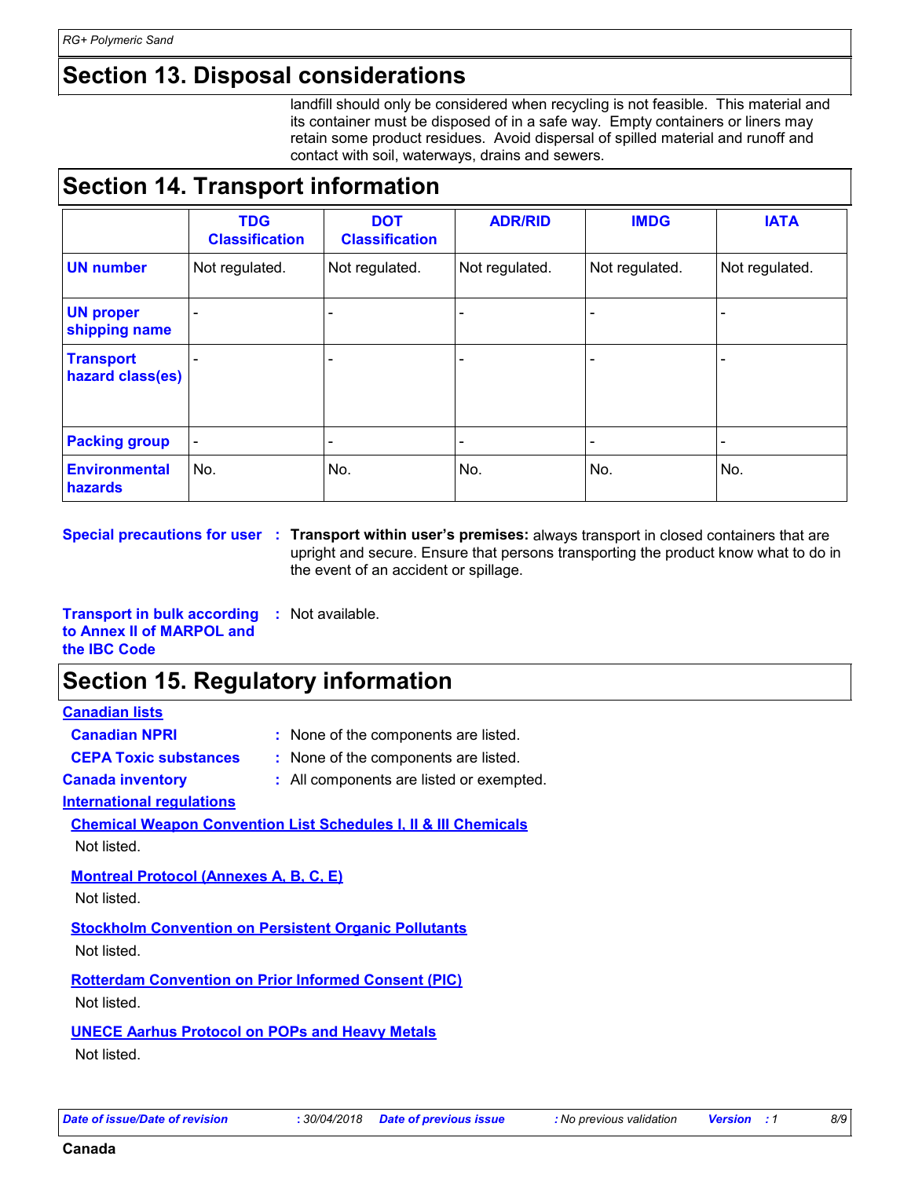## Section 13. Disposal considerations

landfill should only be considered when recycling is not feasible. This material and its container must be disposed of in a safe way. Empty containers or liners may retain some product residues. Avoid dispersal of spilled material and runoff and contact with soil, waterways, drains and sewers.

## Section 14. Transport information

| | TDG Classification | DOT Classification | ADR/RID | IMDG | IATA |
|---|---|---|---|---|---|
| **UN number** | Not regulated. | Not regulated. | Not regulated. | Not regulated. | Not regulated. |
| **UN proper shipping name** | - | - | - | - | - |
| **Transport hazard class(es)** | - | - | - | - | - |
| **Packing group** | - | - | - | - | - |
| **Environmental hazards** | No. | No. | No. | No. | No. |

**Special precautions for user** : **Transport within user's premises:** always transport in closed containers that are upright and secure. Ensure that persons transporting the product know what to do in the event of an accident or spillage.

**Transport in bulk according to Annex II of MARPOL and the IBC Code** : Not available.

## Section 15. Regulatory information

**Canadian lists**

**Canadian NPRI** : None of the components are listed.

**CEPA Toxic substances** : None of the components are listed.

**Canada inventory** : All components are listed or exempted.

**International regulations**

**Chemical Weapon Convention List Schedules I, II & III Chemicals**

Not listed.

**Montreal Protocol (Annexes A, B, C, E)**

Not listed.

**Stockholm Convention on Persistent Organic Pollutants**

Not listed.

**Rotterdam Convention on Prior Informed Consent (PIC)**

Not listed.

**UNECE Aarhus Protocol on POPs and Heavy Metals**

Not listed.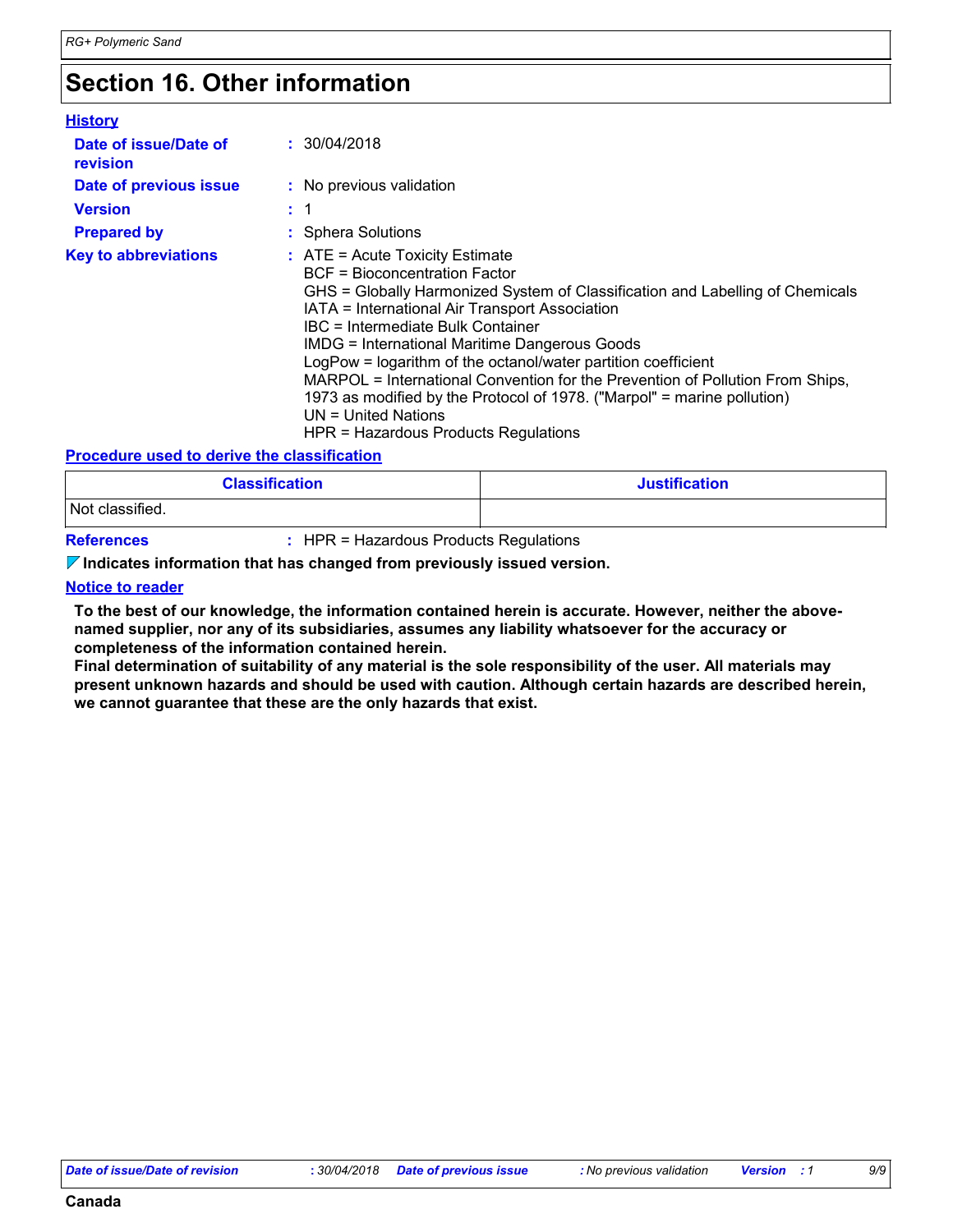## Section 16. Other information

**History**

**Date of issue/Date of revision** : 30/04/2018

**Date of previous issue** : No previous validation

**Version** : 1

**Prepared by** : Sphera Solutions

**Key to abbreviations** : ATE = Acute Toxicity Estimate
BCF = Bioconcentration Factor
GHS = Globally Harmonized System of Classification and Labelling of Chemicals
IATA = International Air Transport Association
IBC = Intermediate Bulk Container
IMDG = International Maritime Dangerous Goods
LogPow = logarithm of the octanol/water partition coefficient
MARPOL = International Convention for the Prevention of Pollution From Ships, 1973 as modified by the Protocol of 1978. ("Marpol" = marine pollution)
UN = United Nations
HPR = Hazardous Products Regulations

**Procedure used to derive the classification**

| Classification | Justification |
|---|---|
| Not classified. | |

**References** : HPR = Hazardous Products Regulations

**Indicates information that has changed from previously issued version.**

**Notice to reader**

**To the best of our knowledge, the information contained herein is accurate. However, neither the above-named supplier, nor any of its subsidiaries, assumes any liability whatsoever for the accuracy or completeness of the information contained herein.**
**Final determination of suitability of any material is the sole responsibility of the user. All materials may present unknown hazards and should be used with caution. Although certain hazards are described herein, we cannot guarantee that these are the only hazards that exist.**